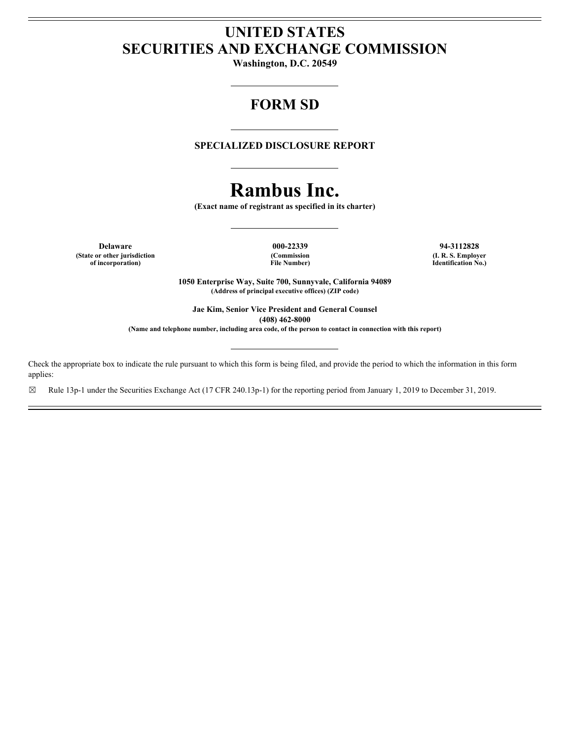# UNITED STATES
# SECURITIES AND EXCHANGE COMMISSION

**Washington, D.C. 20549**

## FORM SD

**SPECIALIZED DISCLOSURE REPORT**

# Rambus Inc.

**(Exact name of registrant as specified in its charter)**

| **Delaware** | **000-22339** | **94-3112828** |
|---|---|---|
| **(State or other jurisdiction of incorporation)** | **(Commission File Number)** | **(I. R. S. Employer Identification No.)** |

**1050 Enterprise Way, Suite 700, Sunnyvale, California 94089**
**(Address of principal executive offices) (ZIP code)**

**Jae Kim, Senior Vice President and General Counsel**
**(408) 462-8000**
**(Name and telephone number, including area code, of the person to contact in connection with this report)**

Check the appropriate box to indicate the rule pursuant to which this form is being filed, and provide the period to which the information in this form applies:

☒ Rule 13p-1 under the Securities Exchange Act (17 CFR 240.13p-1) for the reporting period from January 1, 2019 to December 31, 2019.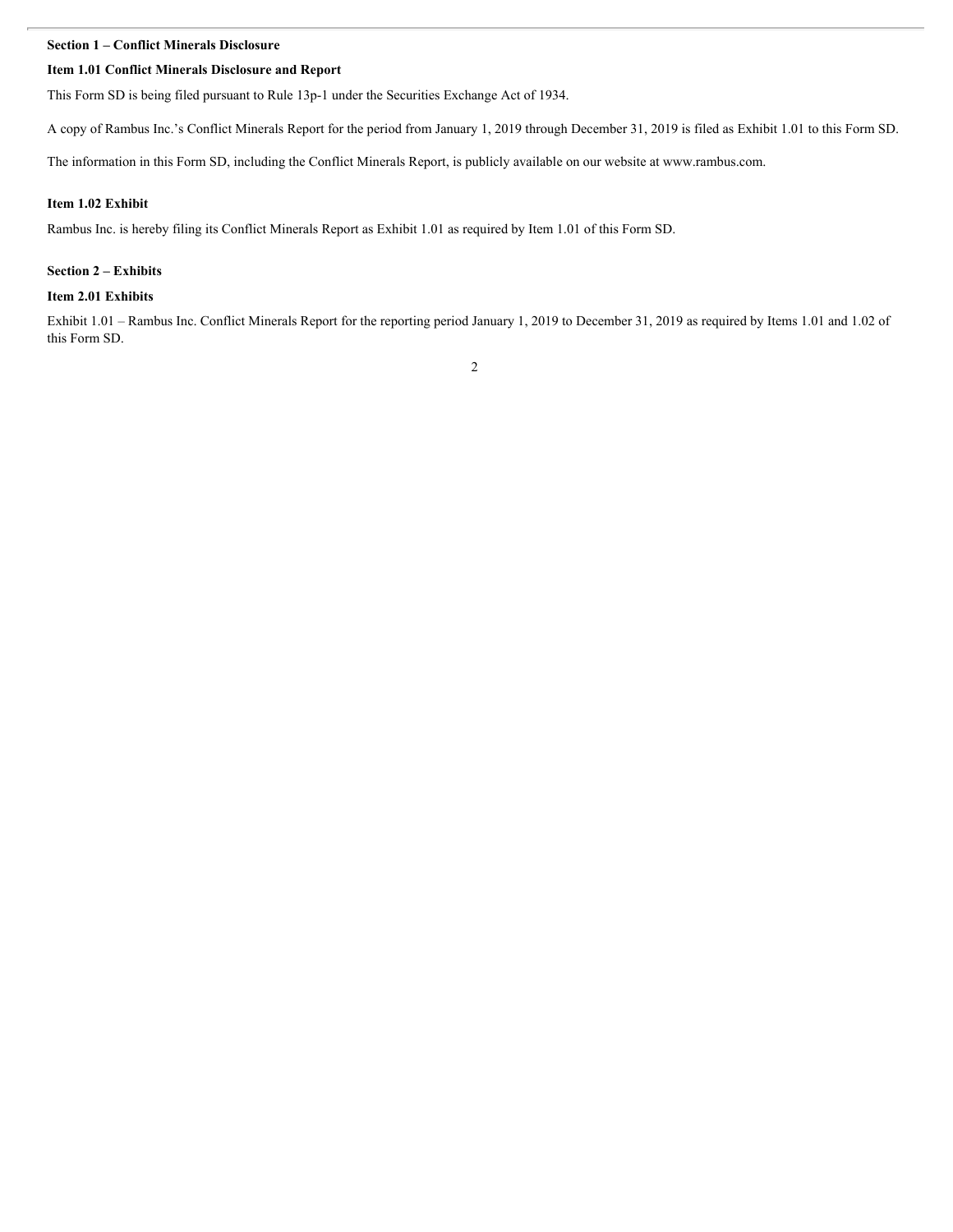**Section 1 – Conflict Minerals Disclosure**

**Item 1.01 Conflict Minerals Disclosure and Report**

This Form SD is being filed pursuant to Rule 13p-1 under the Securities Exchange Act of 1934.

A copy of Rambus Inc.'s Conflict Minerals Report for the period from January 1, 2019 through December 31, 2019 is filed as Exhibit 1.01 to this Form SD.

The information in this Form SD, including the Conflict Minerals Report, is publicly available on our website at www.rambus.com.

**Item 1.02 Exhibit**

Rambus Inc. is hereby filing its Conflict Minerals Report as Exhibit 1.01 as required by Item 1.01 of this Form SD.

**Section 2 – Exhibits**

**Item 2.01 Exhibits**

Exhibit 1.01 – Rambus Inc. Conflict Minerals Report for the reporting period January 1, 2019 to December 31, 2019 as required by Items 1.01 and 1.02 of this Form SD.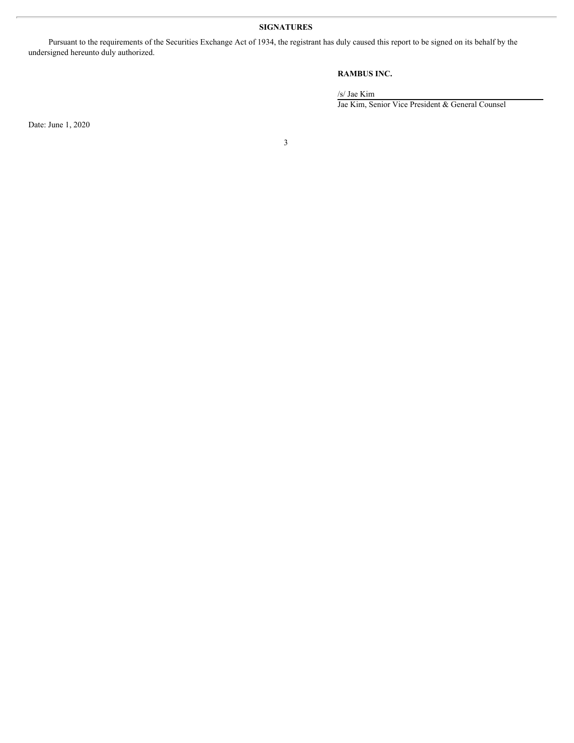## SIGNATURES

Pursuant to the requirements of the Securities Exchange Act of 1934, the registrant has duly caused this report to be signed on its behalf by the undersigned hereunto duly authorized.

**RAMBUS INC.**

/s/ Jae Kim

Jae Kim, Senior Vice President & General Counsel

Date: June 1, 2020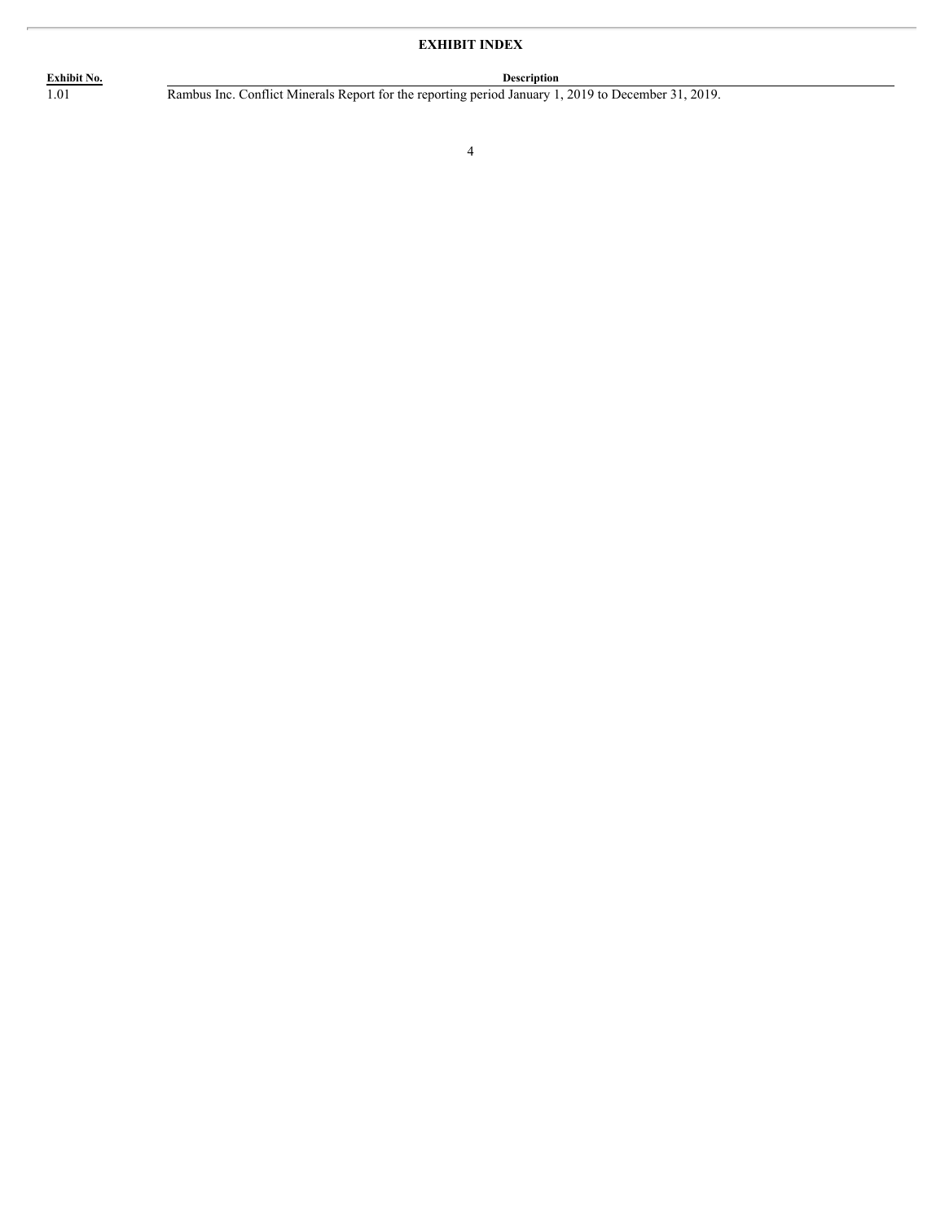**EXHIBIT INDEX**

| Exhibit No. | Description |
| --- | --- |
| 1.01 | Rambus Inc. Conflict Minerals Report for the reporting period January 1, 2019 to December 31, 2019. |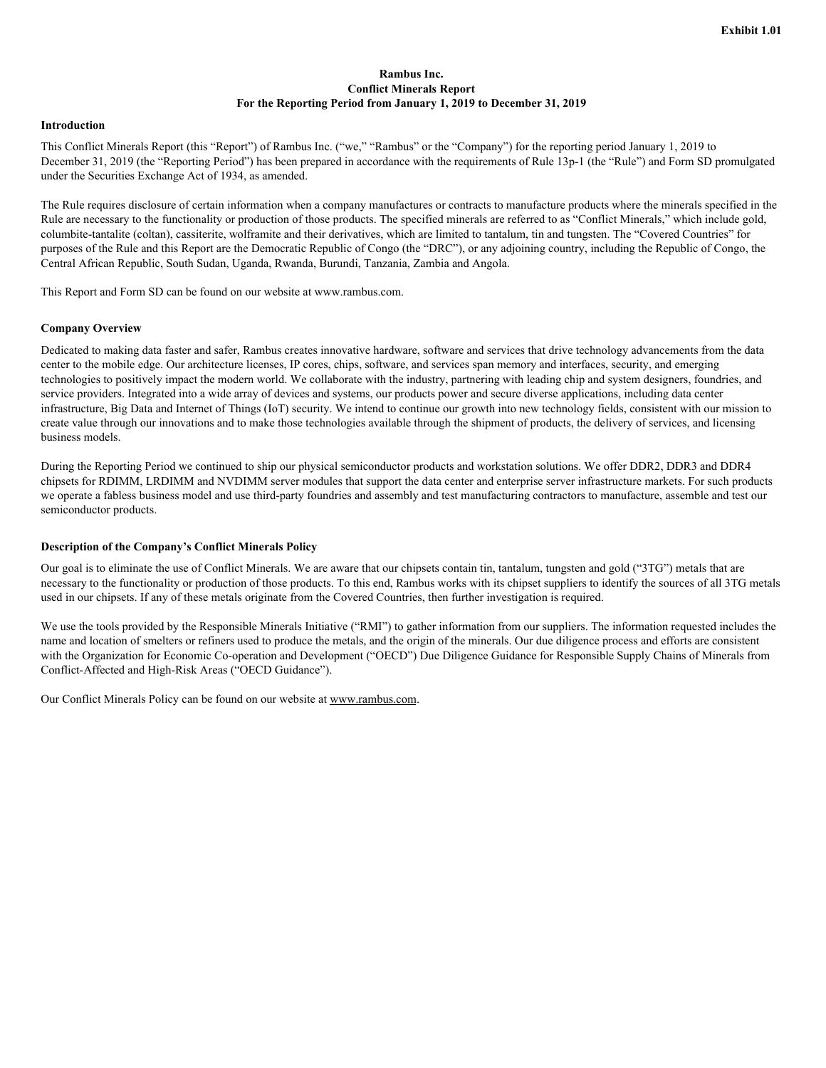Exhibit 1.01

**Rambus Inc.**
**Conflict Minerals Report**
**For the Reporting Period from January 1, 2019 to December 31, 2019**

**Introduction**

This Conflict Minerals Report (this "Report") of Rambus Inc. ("we," "Rambus" or the "Company") for the reporting period January 1, 2019 to December 31, 2019 (the "Reporting Period") has been prepared in accordance with the requirements of Rule 13p-1 (the "Rule") and Form SD promulgated under the Securities Exchange Act of 1934, as amended.

The Rule requires disclosure of certain information when a company manufactures or contracts to manufacture products where the minerals specified in the Rule are necessary to the functionality or production of those products. The specified minerals are referred to as "Conflict Minerals," which include gold, columbite-tantalite (coltan), cassiterite, wolframite and their derivatives, which are limited to tantalum, tin and tungsten. The "Covered Countries" for purposes of the Rule and this Report are the Democratic Republic of Congo (the "DRC"), or any adjoining country, including the Republic of Congo, the Central African Republic, South Sudan, Uganda, Rwanda, Burundi, Tanzania, Zambia and Angola.

This Report and Form SD can be found on our website at www.rambus.com.

**Company Overview**

Dedicated to making data faster and safer, Rambus creates innovative hardware, software and services that drive technology advancements from the data center to the mobile edge. Our architecture licenses, IP cores, chips, software, and services span memory and interfaces, security, and emerging technologies to positively impact the modern world. We collaborate with the industry, partnering with leading chip and system designers, foundries, and service providers. Integrated into a wide array of devices and systems, our products power and secure diverse applications, including data center infrastructure, Big Data and Internet of Things (IoT) security. We intend to continue our growth into new technology fields, consistent with our mission to create value through our innovations and to make those technologies available through the shipment of products, the delivery of services, and licensing business models.

During the Reporting Period we continued to ship our physical semiconductor products and workstation solutions. We offer DDR2, DDR3 and DDR4 chipsets for RDIMM, LRDIMM and NVDIMM server modules that support the data center and enterprise server infrastructure markets. For such products we operate a fabless business model and use third-party foundries and assembly and test manufacturing contractors to manufacture, assemble and test our semiconductor products.

**Description of the Company's Conflict Minerals Policy**

Our goal is to eliminate the use of Conflict Minerals. We are aware that our chipsets contain tin, tantalum, tungsten and gold ("3TG") metals that are necessary to the functionality or production of those products. To this end, Rambus works with its chipset suppliers to identify the sources of all 3TG metals used in our chipsets. If any of these metals originate from the Covered Countries, then further investigation is required.

We use the tools provided by the Responsible Minerals Initiative ("RMI") to gather information from our suppliers. The information requested includes the name and location of smelters or refiners used to produce the metals, and the origin of the minerals. Our due diligence process and efforts are consistent with the Organization for Economic Co-operation and Development ("OECD") Due Diligence Guidance for Responsible Supply Chains of Minerals from Conflict-Affected and High-Risk Areas ("OECD Guidance").

Our Conflict Minerals Policy can be found on our website at www.rambus.com.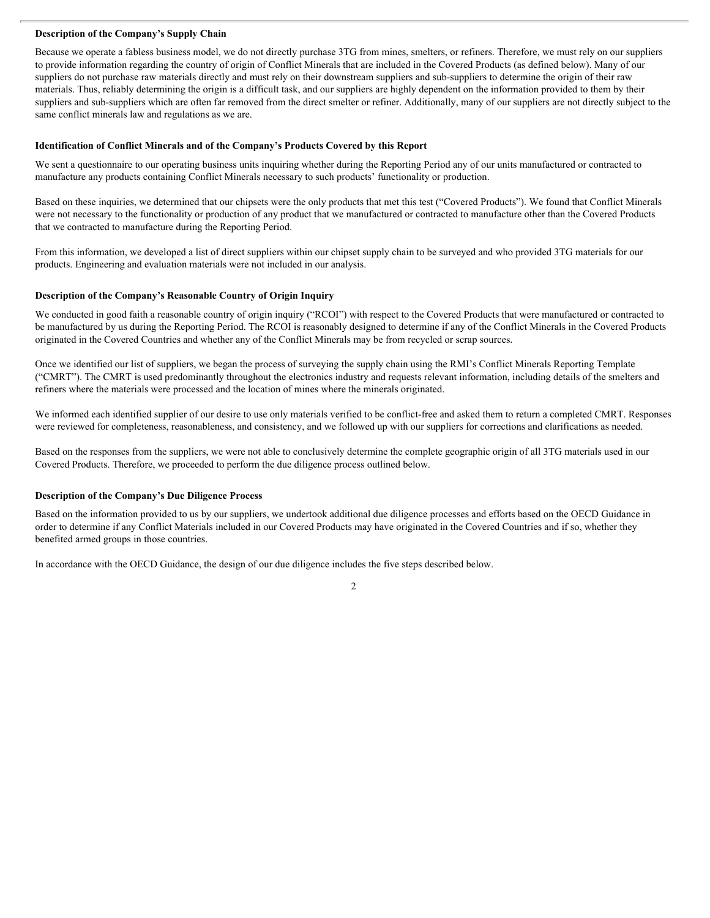### Description of the Company's Supply Chain

Because we operate a fabless business model, we do not directly purchase 3TG from mines, smelters, or refiners. Therefore, we must rely on our suppliers to provide information regarding the country of origin of Conflict Minerals that are included in the Covered Products (as defined below). Many of our suppliers do not purchase raw materials directly and must rely on their downstream suppliers and sub-suppliers to determine the origin of their raw materials. Thus, reliably determining the origin is a difficult task, and our suppliers are highly dependent on the information provided to them by their suppliers and sub-suppliers which are often far removed from the direct smelter or refiner. Additionally, many of our suppliers are not directly subject to the same conflict minerals law and regulations as we are.

### Identification of Conflict Minerals and of the Company's Products Covered by this Report

We sent a questionnaire to our operating business units inquiring whether during the Reporting Period any of our units manufactured or contracted to manufacture any products containing Conflict Minerals necessary to such products' functionality or production.

Based on these inquiries, we determined that our chipsets were the only products that met this test ("Covered Products"). We found that Conflict Minerals were not necessary to the functionality or production of any product that we manufactured or contracted to manufacture other than the Covered Products that we contracted to manufacture during the Reporting Period.

From this information, we developed a list of direct suppliers within our chipset supply chain to be surveyed and who provided 3TG materials for our products. Engineering and evaluation materials were not included in our analysis.

### Description of the Company's Reasonable Country of Origin Inquiry

We conducted in good faith a reasonable country of origin inquiry ("RCOI") with respect to the Covered Products that were manufactured or contracted to be manufactured by us during the Reporting Period. The RCOI is reasonably designed to determine if any of the Conflict Minerals in the Covered Products originated in the Covered Countries and whether any of the Conflict Minerals may be from recycled or scrap sources.

Once we identified our list of suppliers, we began the process of surveying the supply chain using the RMI's Conflict Minerals Reporting Template ("CMRT"). The CMRT is used predominantly throughout the electronics industry and requests relevant information, including details of the smelters and refiners where the materials were processed and the location of mines where the minerals originated.

We informed each identified supplier of our desire to use only materials verified to be conflict-free and asked them to return a completed CMRT. Responses were reviewed for completeness, reasonableness, and consistency, and we followed up with our suppliers for corrections and clarifications as needed.

Based on the responses from the suppliers, we were not able to conclusively determine the complete geographic origin of all 3TG materials used in our Covered Products. Therefore, we proceeded to perform the due diligence process outlined below.

### Description of the Company's Due Diligence Process

Based on the information provided to us by our suppliers, we undertook additional due diligence processes and efforts based on the OECD Guidance in order to determine if any Conflict Materials included in our Covered Products may have originated in the Covered Countries and if so, whether they benefited armed groups in those countries.

In accordance with the OECD Guidance, the design of our due diligence includes the five steps described below.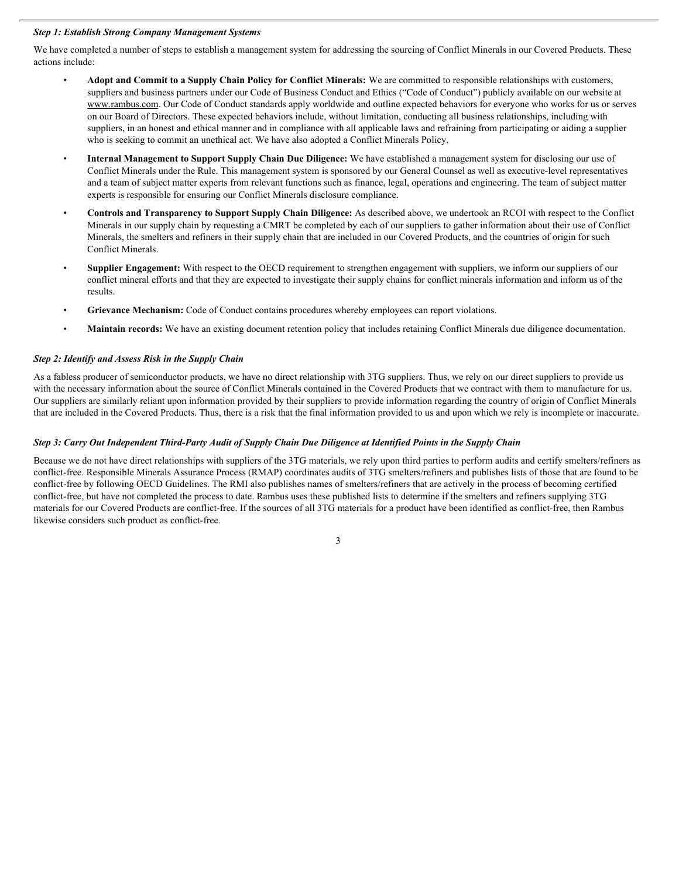***Step 1: Establish Strong Company Management Systems***

We have completed a number of steps to establish a management system for addressing the sourcing of Conflict Minerals in our Covered Products. These actions include:

- **Adopt and Commit to a Supply Chain Policy for Conflict Minerals:** We are committed to responsible relationships with customers, suppliers and business partners under our Code of Business Conduct and Ethics ("Code of Conduct") publicly available on our website at www.rambus.com. Our Code of Conduct standards apply worldwide and outline expected behaviors for everyone who works for us or serves on our Board of Directors. These expected behaviors include, without limitation, conducting all business relationships, including with suppliers, in an honest and ethical manner and in compliance with all applicable laws and refraining from participating or aiding a supplier who is seeking to commit an unethical act. We have also adopted a Conflict Minerals Policy.
- **Internal Management to Support Supply Chain Due Diligence:** We have established a management system for disclosing our use of Conflict Minerals under the Rule. This management system is sponsored by our General Counsel as well as executive-level representatives and a team of subject matter experts from relevant functions such as finance, legal, operations and engineering. The team of subject matter experts is responsible for ensuring our Conflict Minerals disclosure compliance.
- **Controls and Transparency to Support Supply Chain Diligence:** As described above, we undertook an RCOI with respect to the Conflict Minerals in our supply chain by requesting a CMRT be completed by each of our suppliers to gather information about their use of Conflict Minerals, the smelters and refiners in their supply chain that are included in our Covered Products, and the countries of origin for such Conflict Minerals.
- **Supplier Engagement:** With respect to the OECD requirement to strengthen engagement with suppliers, we inform our suppliers of our conflict mineral efforts and that they are expected to investigate their supply chains for conflict minerals information and inform us of the results.
- **Grievance Mechanism:** Code of Conduct contains procedures whereby employees can report violations.
- **Maintain records:** We have an existing document retention policy that includes retaining Conflict Minerals due diligence documentation.

***Step 2: Identify and Assess Risk in the Supply Chain***

As a fabless producer of semiconductor products, we have no direct relationship with 3TG suppliers. Thus, we rely on our direct suppliers to provide us with the necessary information about the source of Conflict Minerals contained in the Covered Products that we contract with them to manufacture for us. Our suppliers are similarly reliant upon information provided by their suppliers to provide information regarding the country of origin of Conflict Minerals that are included in the Covered Products. Thus, there is a risk that the final information provided to us and upon which we rely is incomplete or inaccurate.

***Step 3: Carry Out Independent Third-Party Audit of Supply Chain Due Diligence at Identified Points in the Supply Chain***

Because we do not have direct relationships with suppliers of the 3TG materials, we rely upon third parties to perform audits and certify smelters/refiners as conflict-free. Responsible Minerals Assurance Process (RMAP) coordinates audits of 3TG smelters/refiners and publishes lists of those that are found to be conflict-free by following OECD Guidelines. The RMI also publishes names of smelters/refiners that are actively in the process of becoming certified conflict-free, but have not completed the process to date. Rambus uses these published lists to determine if the smelters and refiners supplying 3TG materials for our Covered Products are conflict-free. If the sources of all 3TG materials for a product have been identified as conflict-free, then Rambus likewise considers such product as conflict-free.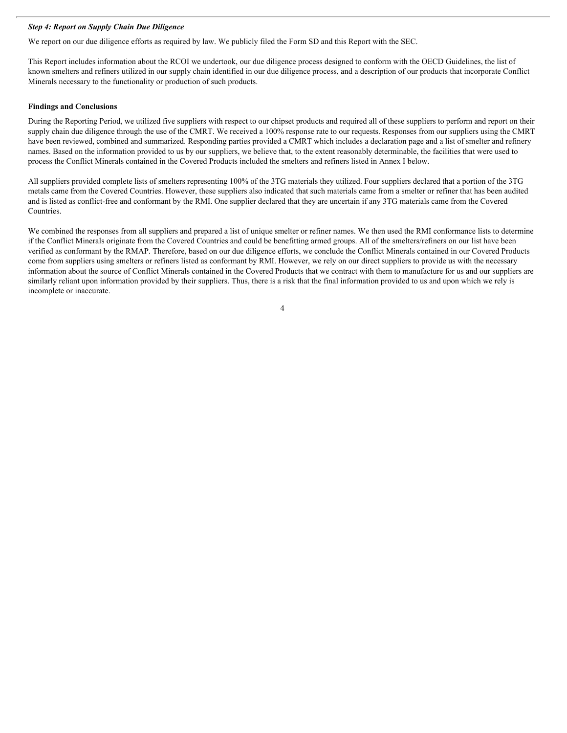### *Step 4: Report on Supply Chain Due Diligence*

We report on our due diligence efforts as required by law. We publicly filed the Form SD and this Report with the SEC.

This Report includes information about the RCOI we undertook, our due diligence process designed to conform with the OECD Guidelines, the list of known smelters and refiners utilized in our supply chain identified in our due diligence process, and a description of our products that incorporate Conflict Minerals necessary to the functionality or production of such products.

**Findings and Conclusions**

During the Reporting Period, we utilized five suppliers with respect to our chipset products and required all of these suppliers to perform and report on their supply chain due diligence through the use of the CMRT. We received a 100% response rate to our requests. Responses from our suppliers using the CMRT have been reviewed, combined and summarized. Responding parties provided a CMRT which includes a declaration page and a list of smelter and refinery names. Based on the information provided to us by our suppliers, we believe that, to the extent reasonably determinable, the facilities that were used to process the Conflict Minerals contained in the Covered Products included the smelters and refiners listed in Annex I below.

All suppliers provided complete lists of smelters representing 100% of the 3TG materials they utilized. Four suppliers declared that a portion of the 3TG metals came from the Covered Countries. However, these suppliers also indicated that such materials came from a smelter or refiner that has been audited and is listed as conflict-free and conformant by the RMI. One supplier declared that they are uncertain if any 3TG materials came from the Covered Countries.

We combined the responses from all suppliers and prepared a list of unique smelter or refiner names. We then used the RMI conformance lists to determine if the Conflict Minerals originate from the Covered Countries and could be benefitting armed groups. All of the smelters/refiners on our list have been verified as conformant by the RMAP. Therefore, based on our due diligence efforts, we conclude the Conflict Minerals contained in our Covered Products come from suppliers using smelters or refiners listed as conformant by RMI. However, we rely on our direct suppliers to provide us with the necessary information about the source of Conflict Minerals contained in the Covered Products that we contract with them to manufacture for us and our suppliers are similarly reliant upon information provided by their suppliers. Thus, there is a risk that the final information provided to us and upon which we rely is incomplete or inaccurate.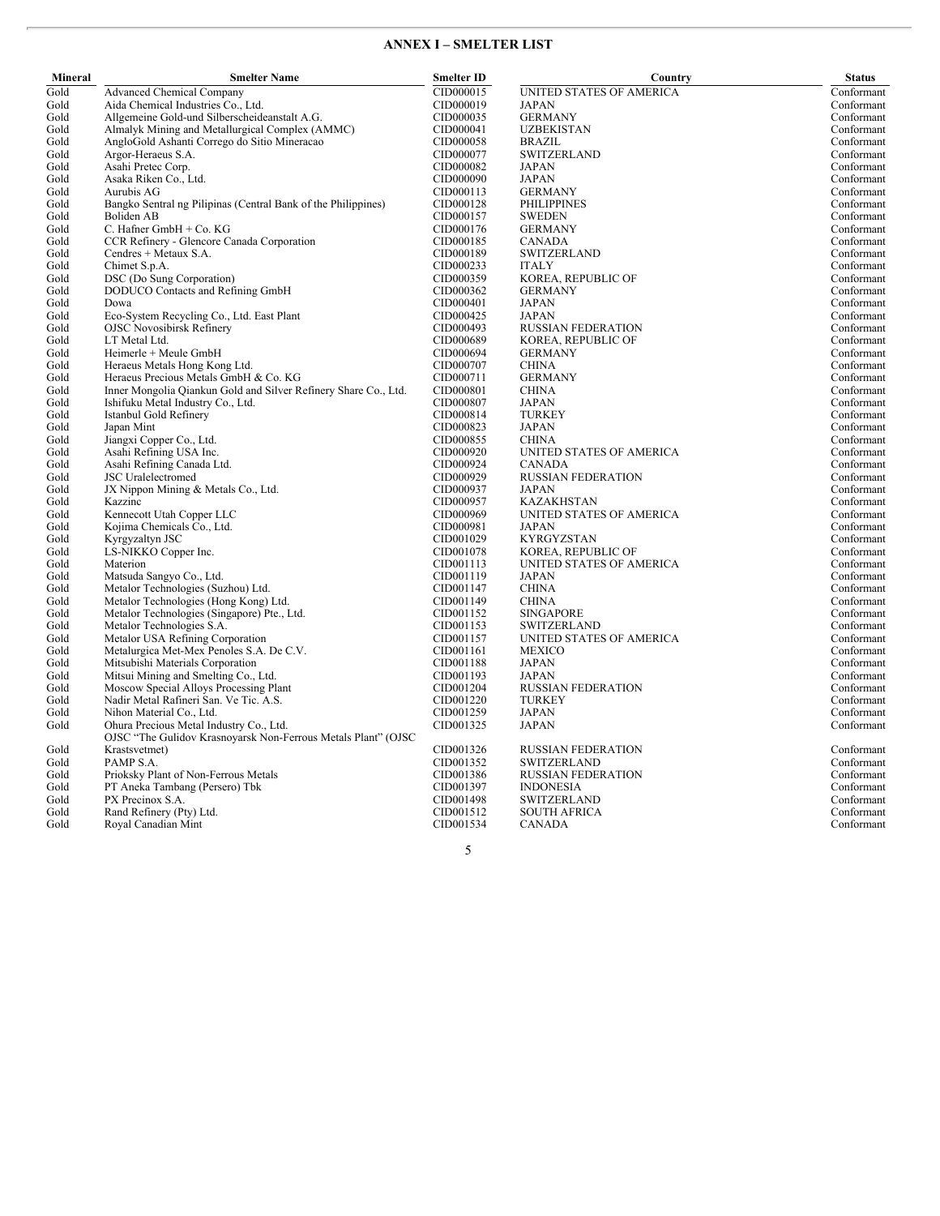## ANNEX I – SMELTER LIST

| Mineral | Smelter Name | Smelter ID | Country | Status |
|---|---|---|---|---|
| Gold | Advanced Chemical Company | CID000015 | UNITED STATES OF AMERICA | Conformant |
| Gold | Aida Chemical Industries Co., Ltd. | CID000019 | JAPAN | Conformant |
| Gold | Allgemeine Gold-und Silberscheideanstalt A.G. | CID000035 | GERMANY | Conformant |
| Gold | Almalyk Mining and Metallurgical Complex (AMMC) | CID000041 | UZBEKISTAN | Conformant |
| Gold | AngloGold Ashanti Corrego do Sitio Mineracao | CID000058 | BRAZIL | Conformant |
| Gold | Argor-Heraeus S.A. | CID000077 | SWITZERLAND | Conformant |
| Gold | Asahi Pretec Corp. | CID000082 | JAPAN | Conformant |
| Gold | Asaka Riken Co., Ltd. | CID000090 | JAPAN | Conformant |
| Gold | Aurubis AG | CID000113 | GERMANY | Conformant |
| Gold | Bangko Sentral ng Pilipinas (Central Bank of the Philippines) | CID000128 | PHILIPPINES | Conformant |
| Gold | Boliden AB | CID000157 | SWEDEN | Conformant |
| Gold | C. Hafner GmbH + Co. KG | CID000176 | GERMANY | Conformant |
| Gold | CCR Refinery - Glencore Canada Corporation | CID000185 | CANADA | Conformant |
| Gold | Cendres + Metaux S.A. | CID000189 | SWITZERLAND | Conformant |
| Gold | Chimet S.p.A. | CID000233 | ITALY | Conformant |
| Gold | DSC (Do Sung Corporation) | CID000359 | KOREA, REPUBLIC OF | Conformant |
| Gold | DODUCO Contacts and Refining GmbH | CID000362 | GERMANY | Conformant |
| Gold | Dowa | CID000401 | JAPAN | Conformant |
| Gold | Eco-System Recycling Co., Ltd. East Plant | CID000425 | JAPAN | Conformant |
| Gold | OJSC Novosibirsk Refinery | CID000493 | RUSSIAN FEDERATION | Conformant |
| Gold | LT Metal Ltd. | CID000689 | KOREA, REPUBLIC OF | Conformant |
| Gold | Heimerle + Meule GmbH | CID000694 | GERMANY | Conformant |
| Gold | Heraeus Metals Hong Kong Ltd. | CID000707 | CHINA | Conformant |
| Gold | Heraeus Precious Metals GmbH & Co. KG | CID000711 | GERMANY | Conformant |
| Gold | Inner Mongolia Qiankun Gold and Silver Refinery Share Co., Ltd. | CID000801 | CHINA | Conformant |
| Gold | Ishifuku Metal Industry Co., Ltd. | CID000807 | JAPAN | Conformant |
| Gold | Istanbul Gold Refinery | CID000814 | TURKEY | Conformant |
| Gold | Japan Mint | CID000823 | JAPAN | Conformant |
| Gold | Jiangxi Copper Co., Ltd. | CID000855 | CHINA | Conformant |
| Gold | Asahi Refining USA Inc. | CID000920 | UNITED STATES OF AMERICA | Conformant |
| Gold | Asahi Refining Canada Ltd. | CID000924 | CANADA | Conformant |
| Gold | JSC Uralelectromed | CID000929 | RUSSIAN FEDERATION | Conformant |
| Gold | JX Nippon Mining & Metals Co., Ltd. | CID000937 | JAPAN | Conformant |
| Gold | Kazzinc | CID000957 | KAZAKHSTAN | Conformant |
| Gold | Kennecott Utah Copper LLC | CID000969 | UNITED STATES OF AMERICA | Conformant |
| Gold | Kojima Chemicals Co., Ltd. | CID000981 | JAPAN | Conformant |
| Gold | Kyrgyzaltyn JSC | CID001029 | KYRGYZSTAN | Conformant |
| Gold | LS-NIKKO Copper Inc. | CID001078 | KOREA, REPUBLIC OF | Conformant |
| Gold | Materion | CID001113 | UNITED STATES OF AMERICA | Conformant |
| Gold | Matsuda Sangyo Co., Ltd. | CID001119 | JAPAN | Conformant |
| Gold | Metalor Technologies (Suzhou) Ltd. | CID001147 | CHINA | Conformant |
| Gold | Metalor Technologies (Hong Kong) Ltd. | CID001149 | CHINA | Conformant |
| Gold | Metalor Technologies (Singapore) Pte., Ltd. | CID001152 | SINGAPORE | Conformant |
| Gold | Metalor Technologies S.A. | CID001153 | SWITZERLAND | Conformant |
| Gold | Metalor USA Refining Corporation | CID001157 | UNITED STATES OF AMERICA | Conformant |
| Gold | Metalurgica Met-Mex Penoles S.A. De C.V. | CID001161 | MEXICO | Conformant |
| Gold | Mitsubishi Materials Corporation | CID001188 | JAPAN | Conformant |
| Gold | Mitsui Mining and Smelting Co., Ltd. | CID001193 | JAPAN | Conformant |
| Gold | Moscow Special Alloys Processing Plant | CID001204 | RUSSIAN FEDERATION | Conformant |
| Gold | Nadir Metal Rafineri San. Ve Tic. A.S. | CID001220 | TURKEY | Conformant |
| Gold | Nihon Material Co., Ltd. | CID001259 | JAPAN | Conformant |
| Gold | Ohura Precious Metal Industry Co., Ltd. | CID001325 | JAPAN | Conformant |
| Gold | OJSC "The Gulidov Krasnoyarsk Non-Ferrous Metals Plant" (OJSC Krastsvetmet) | CID001326 | RUSSIAN FEDERATION | Conformant |
| Gold | PAMP S.A. | CID001352 | SWITZERLAND | Conformant |
| Gold | Prioksky Plant of Non-Ferrous Metals | CID001386 | RUSSIAN FEDERATION | Conformant |
| Gold | PT Aneka Tambang (Persero) Tbk | CID001397 | INDONESIA | Conformant |
| Gold | PX Precinox S.A. | CID001498 | SWITZERLAND | Conformant |
| Gold | Rand Refinery (Pty) Ltd. | CID001512 | SOUTH AFRICA | Conformant |
| Gold | Royal Canadian Mint | CID001534 | CANADA | Conformant |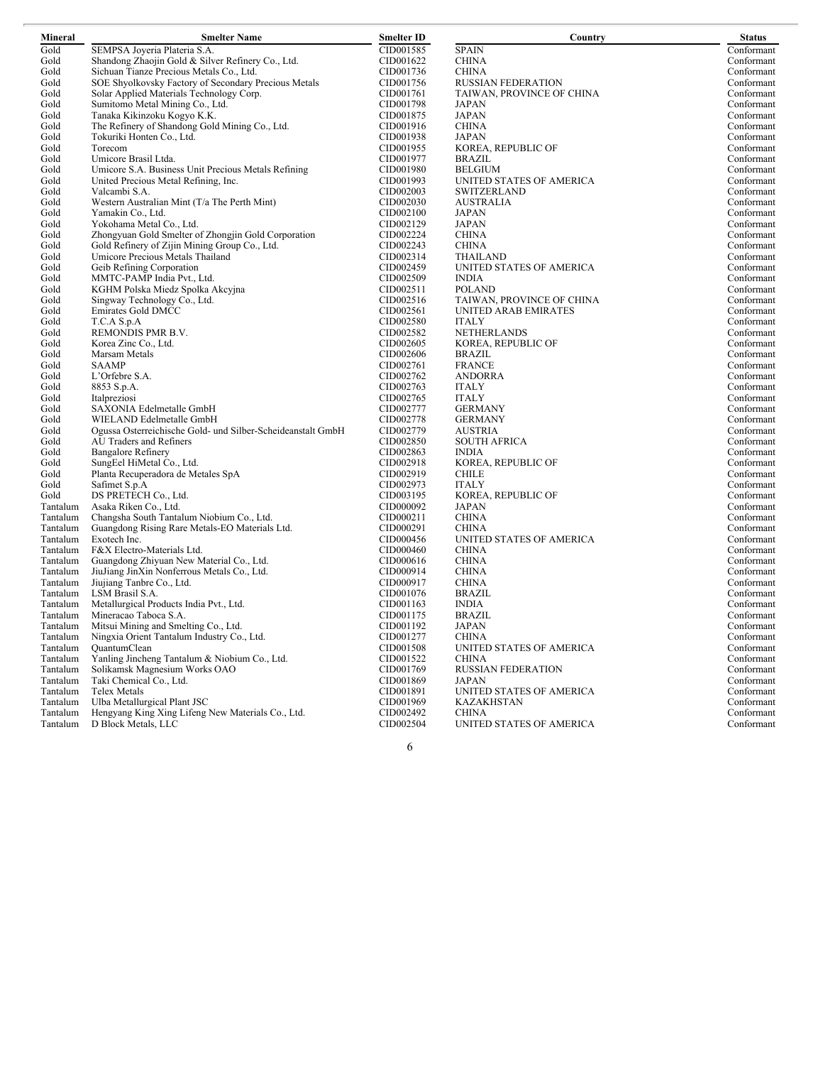| Mineral | Smelter Name | Smelter ID | Country | Status |
|---|---|---|---|---|
| Gold | SEMPSA Joyeria Plateria S.A. | CID001585 | SPAIN | Conformant |
| Gold | Shandong Zhaojin Gold & Silver Refinery Co., Ltd. | CID001622 | CHINA | Conformant |
| Gold | Sichuan Tianze Precious Metals Co., Ltd. | CID001736 | CHINA | Conformant |
| Gold | SOE Shyolkovsky Factory of Secondary Precious Metals | CID001756 | RUSSIAN FEDERATION | Conformant |
| Gold | Solar Applied Materials Technology Corp. | CID001761 | TAIWAN, PROVINCE OF CHINA | Conformant |
| Gold | Sumitomo Metal Mining Co., Ltd. | CID001798 | JAPAN | Conformant |
| Gold | Tanaka Kikinzoku Kogyo K.K. | CID001875 | JAPAN | Conformant |
| Gold | The Refinery of Shandong Gold Mining Co., Ltd. | CID001916 | CHINA | Conformant |
| Gold | Tokuriki Honten Co., Ltd. | CID001938 | JAPAN | Conformant |
| Gold | Torecom | CID001955 | KOREA, REPUBLIC OF | Conformant |
| Gold | Umicore Brasil Ltda. | CID001977 | BRAZIL | Conformant |
| Gold | Umicore S.A. Business Unit Precious Metals Refining | CID001980 | BELGIUM | Conformant |
| Gold | United Precious Metal Refining, Inc. | CID001993 | UNITED STATES OF AMERICA | Conformant |
| Gold | Valcambi S.A. | CID002003 | SWITZERLAND | Conformant |
| Gold | Western Australian Mint (T/a The Perth Mint) | CID002030 | AUSTRALIA | Conformant |
| Gold | Yamakin Co., Ltd. | CID002100 | JAPAN | Conformant |
| Gold | Yokohama Metal Co., Ltd. | CID002129 | JAPAN | Conformant |
| Gold | Zhongyuan Gold Smelter of Zhongjin Gold Corporation | CID002224 | CHINA | Conformant |
| Gold | Gold Refinery of Zijin Mining Group Co., Ltd. | CID002243 | CHINA | Conformant |
| Gold | Umicore Precious Metals Thailand | CID002314 | THAILAND | Conformant |
| Gold | Geib Refining Corporation | CID002459 | UNITED STATES OF AMERICA | Conformant |
| Gold | MMTC-PAMP India Pvt., Ltd. | CID002509 | INDIA | Conformant |
| Gold | KGHM Polska Miedz Spolka Akcyjna | CID002511 | POLAND | Conformant |
| Gold | Singway Technology Co., Ltd. | CID002516 | TAIWAN, PROVINCE OF CHINA | Conformant |
| Gold | Emirates Gold DMCC | CID002561 | UNITED ARAB EMIRATES | Conformant |
| Gold | T.C.A S.p.A | CID002580 | ITALY | Conformant |
| Gold | REMONDIS PMR B.V. | CID002582 | NETHERLANDS | Conformant |
| Gold | Korea Zinc Co., Ltd. | CID002605 | KOREA, REPUBLIC OF | Conformant |
| Gold | Marsam Metals | CID002606 | BRAZIL | Conformant |
| Gold | SAAMP | CID002761 | FRANCE | Conformant |
| Gold | L'Orfebre S.A. | CID002762 | ANDORRA | Conformant |
| Gold | 8853 S.p.A. | CID002763 | ITALY | Conformant |
| Gold | Italpreziosi | CID002765 | ITALY | Conformant |
| Gold | SAXONIA Edelmetalle GmbH | CID002777 | GERMANY | Conformant |
| Gold | WIELAND Edelmetalle GmbH | CID002778 | GERMANY | Conformant |
| Gold | Ogussa Osterreichische Gold- und Silber-Scheideanstalt GmbH | CID002779 | AUSTRIA | Conformant |
| Gold | AU Traders and Refiners | CID002850 | SOUTH AFRICA | Conformant |
| Gold | Bangalore Refinery | CID002863 | INDIA | Conformant |
| Gold | SungEel HiMetal Co., Ltd. | CID002918 | KOREA, REPUBLIC OF | Conformant |
| Gold | Planta Recuperadora de Metales SpA | CID002919 | CHILE | Conformant |
| Gold | Safimet S.p.A | CID002973 | ITALY | Conformant |
| Gold | DS PRETECH Co., Ltd. | CID003195 | KOREA, REPUBLIC OF | Conformant |
| Tantalum | Asaka Riken Co., Ltd. | CID000092 | JAPAN | Conformant |
| Tantalum | Changsha South Tantalum Niobium Co., Ltd. | CID000211 | CHINA | Conformant |
| Tantalum | Guangdong Rising Rare Metals-EO Materials Ltd. | CID000291 | CHINA | Conformant |
| Tantalum | Exotech Inc. | CID000456 | UNITED STATES OF AMERICA | Conformant |
| Tantalum | F&X Electro-Materials Ltd. | CID000460 | CHINA | Conformant |
| Tantalum | Guangdong Zhiyuan New Material Co., Ltd. | CID000616 | CHINA | Conformant |
| Tantalum | JiuJiang JinXin Nonferrous Metals Co., Ltd. | CID000914 | CHINA | Conformant |
| Tantalum | Jiujiang Tanbre Co., Ltd. | CID000917 | CHINA | Conformant |
| Tantalum | LSM Brasil S.A. | CID001076 | BRAZIL | Conformant |
| Tantalum | Metallurgical Products India Pvt., Ltd. | CID001163 | INDIA | Conformant |
| Tantalum | Mineracao Taboca S.A. | CID001175 | BRAZIL | Conformant |
| Tantalum | Mitsui Mining and Smelting Co., Ltd. | CID001192 | JAPAN | Conformant |
| Tantalum | Ningxia Orient Tantalum Industry Co., Ltd. | CID001277 | CHINA | Conformant |
| Tantalum | QuantumClean | CID001508 | UNITED STATES OF AMERICA | Conformant |
| Tantalum | Yanling Jincheng Tantalum & Niobium Co., Ltd. | CID001522 | CHINA | Conformant |
| Tantalum | Solikamsk Magnesium Works OAO | CID001769 | RUSSIAN FEDERATION | Conformant |
| Tantalum | Taki Chemical Co., Ltd. | CID001869 | JAPAN | Conformant |
| Tantalum | Telex Metals | CID001891 | UNITED STATES OF AMERICA | Conformant |
| Tantalum | Ulba Metallurgical Plant JSC | CID001969 | KAZAKHSTAN | Conformant |
| Tantalum | Hengyang King Xing Lifeng New Materials Co., Ltd. | CID002492 | CHINA | Conformant |
| Tantalum | D Block Metals, LLC | CID002504 | UNITED STATES OF AMERICA | Conformant |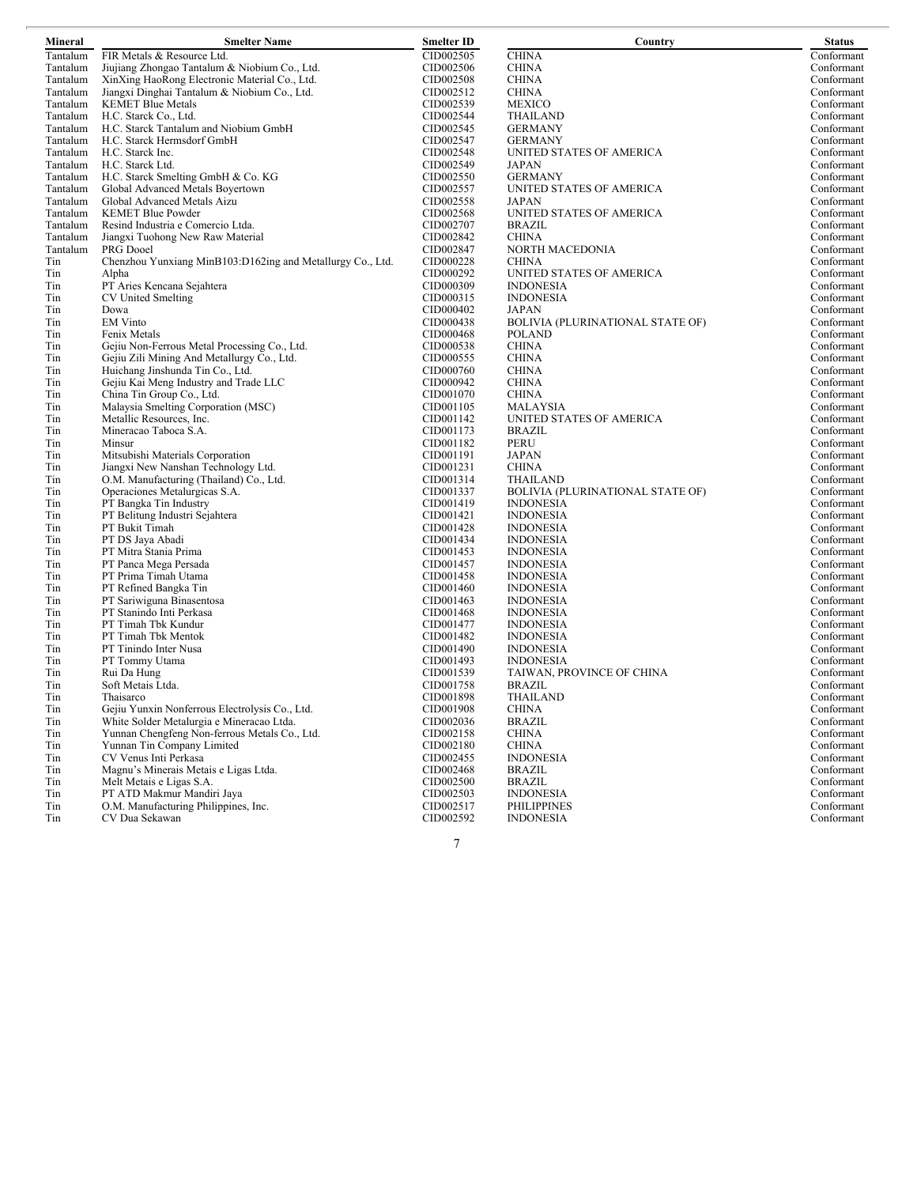| Mineral | Smelter Name | Smelter ID | Country | Status |
|---|---|---|---|---|
| Tantalum | FIR Metals & Resource Ltd. | CID002505 | CHINA | Conformant |
| Tantalum | Jiujiang Zhongao Tantalum & Niobium Co., Ltd. | CID002506 | CHINA | Conformant |
| Tantalum | XinXing HaoRong Electronic Material Co., Ltd. | CID002508 | CHINA | Conformant |
| Tantalum | Jiangxi Dinghai Tantalum & Niobium Co., Ltd. | CID002512 | CHINA | Conformant |
| Tantalum | KEMET Blue Metals | CID002539 | MEXICO | Conformant |
| Tantalum | H.C. Starck Co., Ltd. | CID002544 | THAILAND | Conformant |
| Tantalum | H.C. Starck Tantalum and Niobium GmbH | CID002545 | GERMANY | Conformant |
| Tantalum | H.C. Starck Hermsdorf GmbH | CID002547 | GERMANY | Conformant |
| Tantalum | H.C. Starck Inc. | CID002548 | UNITED STATES OF AMERICA | Conformant |
| Tantalum | H.C. Starck Ltd. | CID002549 | JAPAN | Conformant |
| Tantalum | H.C. Starck Smelting GmbH & Co. KG | CID002550 | GERMANY | Conformant |
| Tantalum | Global Advanced Metals Boyertown | CID002557 | UNITED STATES OF AMERICA | Conformant |
| Tantalum | Global Advanced Metals Aizu | CID002558 | JAPAN | Conformant |
| Tantalum | KEMET Blue Powder | CID002568 | UNITED STATES OF AMERICA | Conformant |
| Tantalum | Resind Industria e Comercio Ltda. | CID002707 | BRAZIL | Conformant |
| Tantalum | Jiangxi Tuohong New Raw Material | CID002842 | CHINA | Conformant |
| Tantalum | PRG Dooel | CID002847 | NORTH MACEDONIA | Conformant |
| Tin | Chenzhou Yunxiang MinB103:D162ing and Metallurgy Co., Ltd. | CID000228 | CHINA | Conformant |
| Tin | Alpha | CID000292 | UNITED STATES OF AMERICA | Conformant |
| Tin | PT Aries Kencana Sejahtera | CID000309 | INDONESIA | Conformant |
| Tin | CV United Smelting | CID000315 | INDONESIA | Conformant |
| Tin | Dowa | CID000402 | JAPAN | Conformant |
| Tin | EM Vinto | CID000438 | BOLIVIA (PLURINATIONAL STATE OF) | Conformant |
| Tin | Fenix Metals | CID000468 | POLAND | Conformant |
| Tin | Gejiu Non-Ferrous Metal Processing Co., Ltd. | CID000538 | CHINA | Conformant |
| Tin | Gejiu Zili Mining And Metallurgy Co., Ltd. | CID000555 | CHINA | Conformant |
| Tin | Huichang Jinshunda Tin Co., Ltd. | CID000760 | CHINA | Conformant |
| Tin | Gejiu Kai Meng Industry and Trade LLC | CID000942 | CHINA | Conformant |
| Tin | China Tin Group Co., Ltd. | CID001070 | CHINA | Conformant |
| Tin | Malaysia Smelting Corporation (MSC) | CID001105 | MALAYSIA | Conformant |
| Tin | Metallic Resources, Inc. | CID001142 | UNITED STATES OF AMERICA | Conformant |
| Tin | Mineracao Taboca S.A. | CID001173 | BRAZIL | Conformant |
| Tin | Minsur | CID001182 | PERU | Conformant |
| Tin | Mitsubishi Materials Corporation | CID001191 | JAPAN | Conformant |
| Tin | Jiangxi New Nanshan Technology Ltd. | CID001231 | CHINA | Conformant |
| Tin | O.M. Manufacturing (Thailand) Co., Ltd. | CID001314 | THAILAND | Conformant |
| Tin | Operaciones Metalurgicas S.A. | CID001337 | BOLIVIA (PLURINATIONAL STATE OF) | Conformant |
| Tin | PT Bangka Tin Industry | CID001419 | INDONESIA | Conformant |
| Tin | PT Belitung Industri Sejahtera | CID001421 | INDONESIA | Conformant |
| Tin | PT Bukit Timah | CID001428 | INDONESIA | Conformant |
| Tin | PT DS Jaya Abadi | CID001434 | INDONESIA | Conformant |
| Tin | PT Mitra Stania Prima | CID001453 | INDONESIA | Conformant |
| Tin | PT Panca Mega Persada | CID001457 | INDONESIA | Conformant |
| Tin | PT Prima Timah Utama | CID001458 | INDONESIA | Conformant |
| Tin | PT Refined Bangka Tin | CID001460 | INDONESIA | Conformant |
| Tin | PT Sariwiguna Binasentosa | CID001463 | INDONESIA | Conformant |
| Tin | PT Stanindo Inti Perkasa | CID001468 | INDONESIA | Conformant |
| Tin | PT Timah Tbk Kundur | CID001477 | INDONESIA | Conformant |
| Tin | PT Timah Tbk Mentok | CID001482 | INDONESIA | Conformant |
| Tin | PT Tinindo Inter Nusa | CID001490 | INDONESIA | Conformant |
| Tin | PT Tommy Utama | CID001493 | INDONESIA | Conformant |
| Tin | Rui Da Hung | CID001539 | TAIWAN, PROVINCE OF CHINA | Conformant |
| Tin | Soft Metais Ltda. | CID001758 | BRAZIL | Conformant |
| Tin | Thaisarco | CID001898 | THAILAND | Conformant |
| Tin | Gejiu Yunxin Nonferrous Electrolysis Co., Ltd. | CID001908 | CHINA | Conformant |
| Tin | White Solder Metalurgia e Mineracao Ltda. | CID002036 | BRAZIL | Conformant |
| Tin | Yunnan Chengfeng Non-ferrous Metals Co., Ltd. | CID002158 | CHINA | Conformant |
| Tin | Yunnan Tin Company Limited | CID002180 | CHINA | Conformant |
| Tin | CV Venus Inti Perkasa | CID002455 | INDONESIA | Conformant |
| Tin | Magnu's Minerais Metais e Ligas Ltda. | CID002468 | BRAZIL | Conformant |
| Tin | Melt Metais e Ligas S.A. | CID002500 | BRAZIL | Conformant |
| Tin | PT ATD Makmur Mandiri Jaya | CID002503 | INDONESIA | Conformant |
| Tin | O.M. Manufacturing Philippines, Inc. | CID002517 | PHILIPPINES | Conformant |
| Tin | CV Dua Sekawan | CID002592 | INDONESIA | Conformant |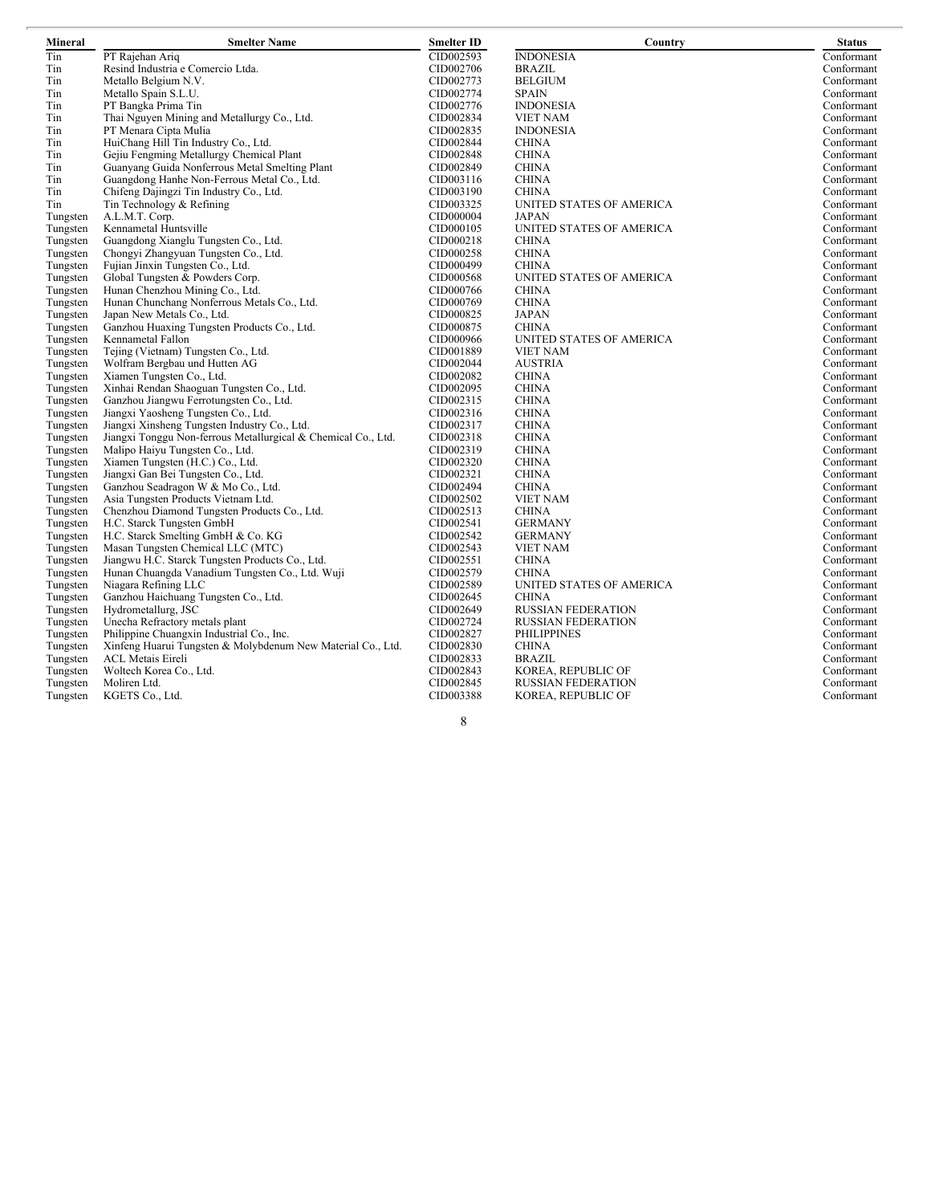| Mineral | Smelter Name | Smelter ID | Country | Status |
|---|---|---|---|---|
| Tin | PT Rajehan Ariq | CID002593 | INDONESIA | Conformant |
| Tin | Resind Industria e Comercio Ltda. | CID002706 | BRAZIL | Conformant |
| Tin | Metallo Belgium N.V. | CID002773 | BELGIUM | Conformant |
| Tin | Metallo Spain S.L.U. | CID002774 | SPAIN | Conformant |
| Tin | PT Bangka Prima Tin | CID002776 | INDONESIA | Conformant |
| Tin | Thai Nguyen Mining and Metallurgy Co., Ltd. | CID002834 | VIET NAM | Conformant |
| Tin | PT Menara Cipta Mulia | CID002835 | INDONESIA | Conformant |
| Tin | HuiChang Hill Tin Industry Co., Ltd. | CID002844 | CHINA | Conformant |
| Tin | Gejiu Fengming Metallurgy Chemical Plant | CID002848 | CHINA | Conformant |
| Tin | Guanyang Guida Nonferrous Metal Smelting Plant | CID002849 | CHINA | Conformant |
| Tin | Guangdong Hanhe Non-Ferrous Metal Co., Ltd. | CID003116 | CHINA | Conformant |
| Tin | Chifeng Dajingzi Tin Industry Co., Ltd. | CID003190 | CHINA | Conformant |
| Tin | Tin Technology & Refining | CID003325 | UNITED STATES OF AMERICA | Conformant |
| Tungsten | A.L.M.T. Corp. | CID000004 | JAPAN | Conformant |
| Tungsten | Kennametal Huntsville | CID000105 | UNITED STATES OF AMERICA | Conformant |
| Tungsten | Guangdong Xianglu Tungsten Co., Ltd. | CID000218 | CHINA | Conformant |
| Tungsten | Chongyi Zhangyuan Tungsten Co., Ltd. | CID000258 | CHINA | Conformant |
| Tungsten | Fujian Jinxin Tungsten Co., Ltd. | CID000499 | CHINA | Conformant |
| Tungsten | Global Tungsten & Powders Corp. | CID000568 | UNITED STATES OF AMERICA | Conformant |
| Tungsten | Hunan Chenzhou Mining Co., Ltd. | CID000766 | CHINA | Conformant |
| Tungsten | Hunan Chunchang Nonferrous Metals Co., Ltd. | CID000769 | CHINA | Conformant |
| Tungsten | Japan New Metals Co., Ltd. | CID000825 | JAPAN | Conformant |
| Tungsten | Ganzhou Huaxing Tungsten Products Co., Ltd. | CID000875 | CHINA | Conformant |
| Tungsten | Kennametal Fallon | CID000966 | UNITED STATES OF AMERICA | Conformant |
| Tungsten | Tejing (Vietnam) Tungsten Co., Ltd. | CID001889 | VIET NAM | Conformant |
| Tungsten | Wolfram Bergbau und Hutten AG | CID002044 | AUSTRIA | Conformant |
| Tungsten | Xiamen Tungsten Co., Ltd. | CID002082 | CHINA | Conformant |
| Tungsten | Xinhai Rendan Shaoguan Tungsten Co., Ltd. | CID002095 | CHINA | Conformant |
| Tungsten | Ganzhou Jiangwu Ferrotungsten Co., Ltd. | CID002315 | CHINA | Conformant |
| Tungsten | Jiangxi Yaosheng Tungsten Co., Ltd. | CID002316 | CHINA | Conformant |
| Tungsten | Jiangxi Xinsheng Tungsten Industry Co., Ltd. | CID002317 | CHINA | Conformant |
| Tungsten | Jiangxi Tonggu Non-ferrous Metallurgical & Chemical Co., Ltd. | CID002318 | CHINA | Conformant |
| Tungsten | Malipo Haiyu Tungsten Co., Ltd. | CID002319 | CHINA | Conformant |
| Tungsten | Xiamen Tungsten (H.C.) Co., Ltd. | CID002320 | CHINA | Conformant |
| Tungsten | Jiangxi Gan Bei Tungsten Co., Ltd. | CID002321 | CHINA | Conformant |
| Tungsten | Ganzhou Seadragon W & Mo Co., Ltd. | CID002494 | CHINA | Conformant |
| Tungsten | Asia Tungsten Products Vietnam Ltd. | CID002502 | VIET NAM | Conformant |
| Tungsten | Chenzhou Diamond Tungsten Products Co., Ltd. | CID002513 | CHINA | Conformant |
| Tungsten | H.C. Starck Tungsten GmbH | CID002541 | GERMANY | Conformant |
| Tungsten | H.C. Starck Smelting GmbH & Co. KG | CID002542 | GERMANY | Conformant |
| Tungsten | Masan Tungsten Chemical LLC (MTC) | CID002543 | VIET NAM | Conformant |
| Tungsten | Jiangwu H.C. Starck Tungsten Products Co., Ltd. | CID002551 | CHINA | Conformant |
| Tungsten | Hunan Chuangda Vanadium Tungsten Co., Ltd. Wuji | CID002579 | CHINA | Conformant |
| Tungsten | Niagara Refining LLC | CID002589 | UNITED STATES OF AMERICA | Conformant |
| Tungsten | Ganzhou Haichuang Tungsten Co., Ltd. | CID002645 | CHINA | Conformant |
| Tungsten | Hydrometallurg, JSC | CID002649 | RUSSIAN FEDERATION | Conformant |
| Tungsten | Unecha Refractory metals plant | CID002724 | RUSSIAN FEDERATION | Conformant |
| Tungsten | Philippine Chuangxin Industrial Co., Inc. | CID002827 | PHILIPPINES | Conformant |
| Tungsten | Xinfeng Huarui Tungsten & Molybdenum New Material Co., Ltd. | CID002830 | CHINA | Conformant |
| Tungsten | ACL Metais Eireli | CID002833 | BRAZIL | Conformant |
| Tungsten | Woltech Korea Co., Ltd. | CID002843 | KOREA, REPUBLIC OF | Conformant |
| Tungsten | Moliren Ltd. | CID002845 | RUSSIAN FEDERATION | Conformant |
| Tungsten | KGETS Co., Ltd. | CID003388 | KOREA, REPUBLIC OF | Conformant |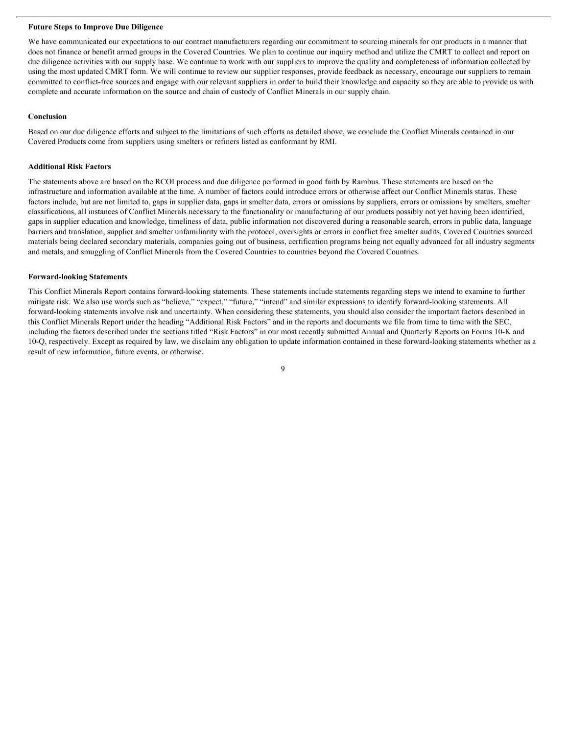**Future Steps to Improve Due Diligence**

We have communicated our expectations to our contract manufacturers regarding our commitment to sourcing minerals for our products in a manner that does not finance or benefit armed groups in the Covered Countries. We plan to continue our inquiry method and utilize the CMRT to collect and report on due diligence activities with our supply base. We continue to work with our suppliers to improve the quality and completeness of information collected by using the most updated CMRT form. We will continue to review our supplier responses, provide feedback as necessary, encourage our suppliers to remain committed to conflict-free sources and engage with our relevant suppliers in order to build their knowledge and capacity so they are able to provide us with complete and accurate information on the source and chain of custody of Conflict Minerals in our supply chain.

**Conclusion**

Based on our due diligence efforts and subject to the limitations of such efforts as detailed above, we conclude the Conflict Minerals contained in our Covered Products come from suppliers using smelters or refiners listed as conformant by RMI.

**Additional Risk Factors**

The statements above are based on the RCOI process and due diligence performed in good faith by Rambus. These statements are based on the infrastructure and information available at the time. A number of factors could introduce errors or otherwise affect our Conflict Minerals status. These factors include, but are not limited to, gaps in supplier data, gaps in smelter data, errors or omissions by suppliers, errors or omissions by smelters, smelter classifications, all instances of Conflict Minerals necessary to the functionality or manufacturing of our products possibly not yet having been identified, gaps in supplier education and knowledge, timeliness of data, public information not discovered during a reasonable search, errors in public data, language barriers and translation, supplier and smelter unfamiliarity with the protocol, oversights or errors in conflict free smelter audits, Covered Countries sourced materials being declared secondary materials, companies going out of business, certification programs being not equally advanced for all industry segments and metals, and smuggling of Conflict Minerals from the Covered Countries to countries beyond the Covered Countries.

**Forward-looking Statements**

This Conflict Minerals Report contains forward-looking statements. These statements include statements regarding steps we intend to examine to further mitigate risk. We also use words such as "believe," "expect," "future," "intend" and similar expressions to identify forward-looking statements. All forward-looking statements involve risk and uncertainty. When considering these statements, you should also consider the important factors described in this Conflict Minerals Report under the heading "Additional Risk Factors" and in the reports and documents we file from time to time with the SEC, including the factors described under the sections titled "Risk Factors" in our most recently submitted Annual and Quarterly Reports on Forms 10-K and 10-Q, respectively. Except as required by law, we disclaim any obligation to update information contained in these forward-looking statements whether as a result of new information, future events, or otherwise.